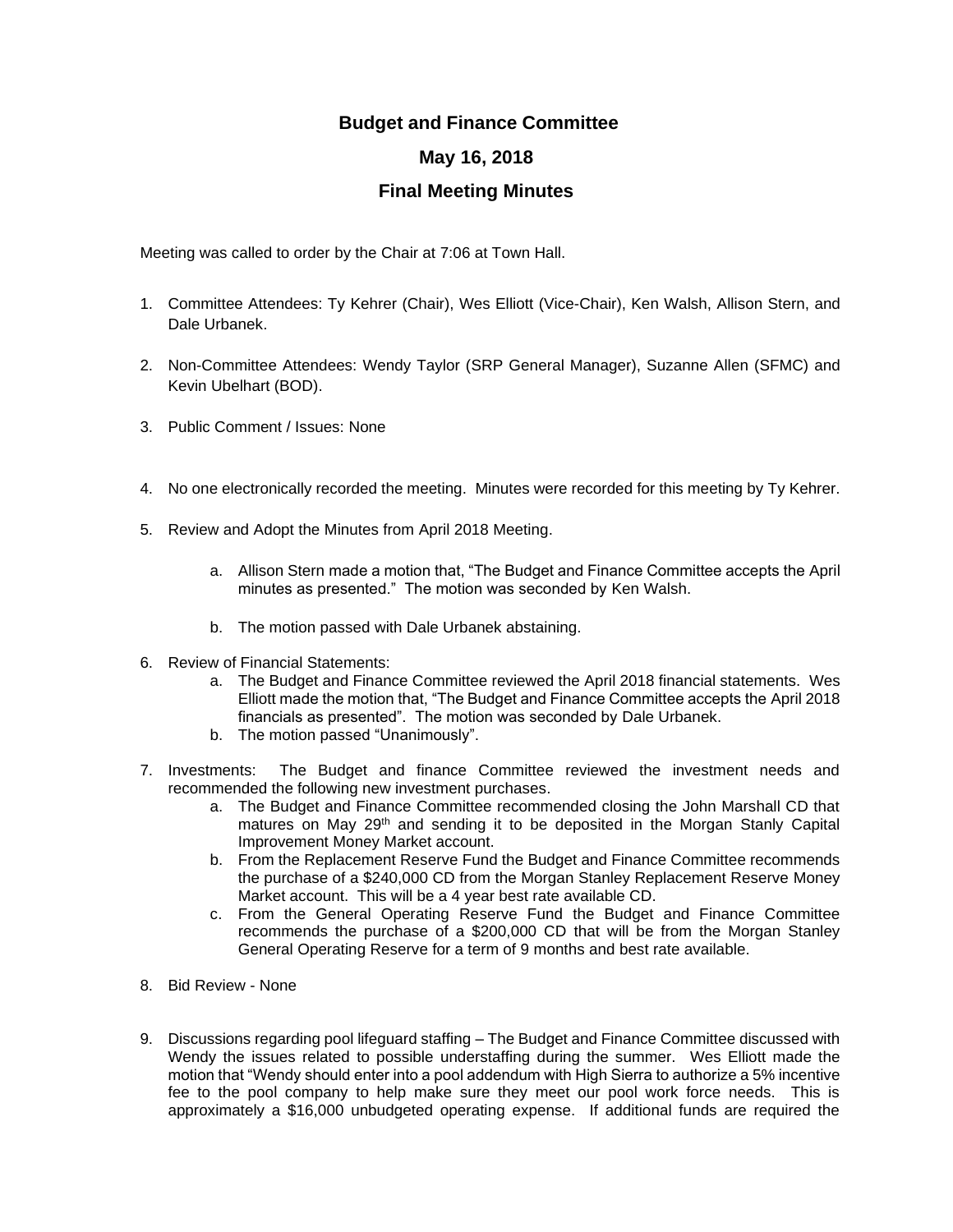# Budget and Finance Committee

## May 16, 2018

## Final Meeting Minutes

Meeting was called to order by the Chair at 7:06 at Town Hall.

1. Committee Attendees: Ty Kehrer (Chair), Wes Elliott (Vice-Chair), Ken Walsh, Allison Stern, and Dale Urbanek.

2. Non-Committee Attendees: Wendy Taylor (SRP General Manager), Suzanne Allen (SFMC) and Kevin Ubelhart (BOD).

3. Public Comment / Issues: None

4. No one electronically recorded the meeting. Minutes were recorded for this meeting by Ty Kehrer.

5. Review and Adopt the Minutes from April 2018 Meeting.

   a. Allison Stern made a motion that, "The Budget and Finance Committee accepts the April minutes as presented." The motion was seconded by Ken Walsh.

   b. The motion passed with Dale Urbanek abstaining.

6. Review of Financial Statements:
   a. The Budget and Finance Committee reviewed the April 2018 financial statements. Wes Elliott made the motion that, "The Budget and Finance Committee accepts the April 2018 financials as presented". The motion was seconded by Dale Urbanek.
   b. The motion passed "Unanimously".

7. Investments: The Budget and finance Committee reviewed the investment needs and recommended the following new investment purchases.
   a. The Budget and Finance Committee recommended closing the John Marshall CD that matures on May 29th and sending it to be deposited in the Morgan Stanly Capital Improvement Money Market account.
   b. From the Replacement Reserve Fund the Budget and Finance Committee recommends the purchase of a $240,000 CD from the Morgan Stanley Replacement Reserve Money Market account. This will be a 4 year best rate available CD.
   c. From the General Operating Reserve Fund the Budget and Finance Committee recommends the purchase of a $200,000 CD that will be from the Morgan Stanley General Operating Reserve for a term of 9 months and best rate available.

8. Bid Review - None

9. Discussions regarding pool lifeguard staffing – The Budget and Finance Committee discussed with Wendy the issues related to possible understaffing during the summer. Wes Elliott made the motion that "Wendy should enter into a pool addendum with High Sierra to authorize a 5% incentive fee to the pool company to help make sure they meet our pool work force needs. This is approximately a $16,000 unbudgeted operating expense. If additional funds are required the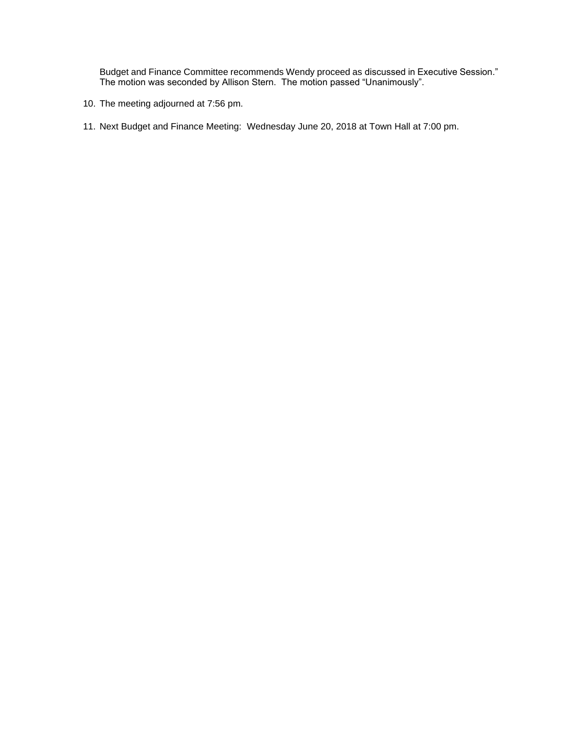Budget and Finance Committee recommends Wendy proceed as discussed in Executive Session." The motion was seconded by Allison Stern. The motion passed "Unanimously".

10. The meeting adjourned at 7:56 pm.

11. Next Budget and Finance Meeting: Wednesday June 20, 2018 at Town Hall at 7:00 pm.